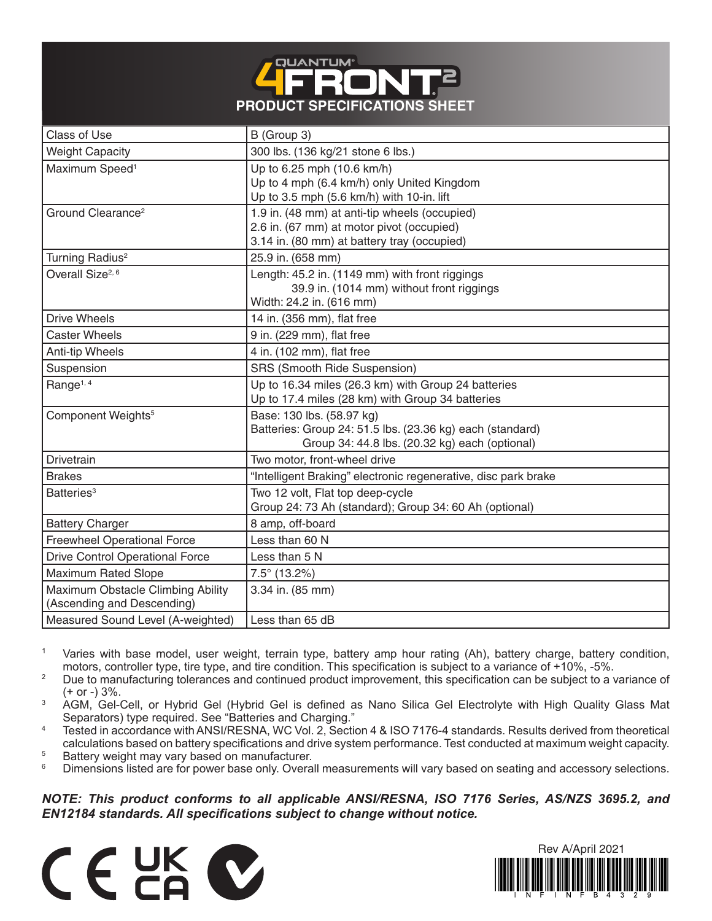# QUANTUM® 4FRONT² PRODUCT SPECIFICATIONS SHEET

| | |
|---|---|
| Class of Use | B (Group 3) |
| Weight Capacity | 300 lbs. (136 kg/21 stone 6 lbs.) |
| Maximum Speed[1] | Up to 6.25 mph (10.6 km/h)<br>Up to 4 mph (6.4 km/h) only United Kingdom<br>Up to 3.5 mph (5.6 km/h) with 10-in. lift |
| Ground Clearance[2] | 1.9 in. (48 mm) at anti-tip wheels (occupied)<br>2.6 in. (67 mm) at motor pivot (occupied)<br>3.14 in. (80 mm) at battery tray (occupied) |
| Turning Radius[2] | 25.9 in. (658 mm) |
| Overall Size[2, 6] | Length: 45.2 in. (1149 mm) with front riggings<br>39.9 in. (1014 mm) without front riggings<br>Width: 24.2 in. (616 mm) |
| Drive Wheels | 14 in. (356 mm), flat free |
| Caster Wheels | 9 in. (229 mm), flat free |
| Anti-tip Wheels | 4 in. (102 mm), flat free |
| Suspension | SRS (Smooth Ride Suspension) |
| Range[1, 4] | Up to 16.34 miles (26.3 km) with Group 24 batteries<br>Up to 17.4 miles (28 km) with Group 34 batteries |
| Component Weights[5] | Base: 130 lbs. (58.97 kg)<br>Batteries: Group 24: 51.5 lbs. (23.36 kg) each (standard)<br>Group 34: 44.8 lbs. (20.32 kg) each (optional) |
| Drivetrain | Two motor, front-wheel drive |
| Brakes | "Intelligent Braking" electronic regenerative, disc park brake |
| Batteries[3] | Two 12 volt, Flat top deep-cycle<br>Group 24: 73 Ah (standard); Group 34: 60 Ah (optional) |
| Battery Charger | 8 amp, off-board |
| Freewheel Operational Force | Less than 60 N |
| Drive Control Operational Force | Less than 5 N |
| Maximum Rated Slope | 7.5° (13.2%) |
| Maximum Obstacle Climbing Ability (Ascending and Descending) | 3.34 in. (85 mm) |
| Measured Sound Level (A-weighted) | Less than 65 dB |

[1] Varies with base model, user weight, terrain type, battery amp hour rating (Ah), battery charge, battery condition, motors, controller type, tire type, and tire condition. This specification is subject to a variance of +10%, -5%.

[2] Due to manufacturing tolerances and continued product improvement, this specification can be subject to a variance of (+ or -) 3%.

[3] AGM, Gel-Cell, or Hybrid Gel (Hybrid Gel is defined as Nano Silica Gel Electrolyte with High Quality Glass Mat Separators) type required. See "Batteries and Charging."

[4] Tested in accordance with ANSI/RESNA, WC Vol. 2, Section 4 & ISO 7176-4 standards. Results derived from theoretical calculations based on battery specifications and drive system performance. Test conducted at maximum weight capacity.

[5] Battery weight may vary based on manufacturer.

[6] Dimensions listed are for power base only. Overall measurements will vary based on seating and accessory selections.

***NOTE: This product conforms to all applicable ANSI/RESNA, ISO 7176 Series, AS/NZS 3695.2, and EN12184 standards. All specifications subject to change without notice.***

CE UK CA

Rev A/April 2021

INFINFB4329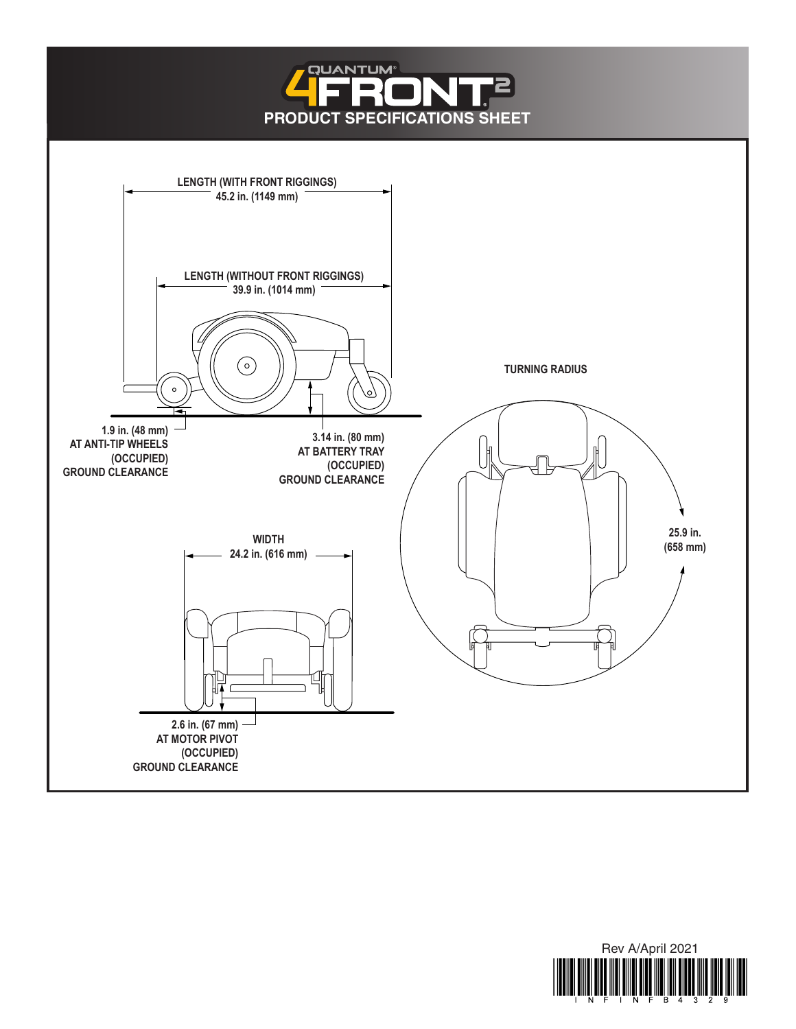# QUANTUM® 4FRONT® 2

## PRODUCT SPECIFICATIONS SHEET

LENGTH (WITH FRONT RIGGINGS)
45.2 in. (1149 mm)

LENGTH (WITHOUT FRONT RIGGINGS)
39.9 in. (1014 mm)

1.9 in. (48 mm)
AT ANTI-TIP WHEELS
(OCCUPIED)
GROUND CLEARANCE

3.14 in. (80 mm)
AT BATTERY TRAY
(OCCUPIED)
GROUND CLEARANCE

TURNING RADIUS

25.9 in.
(658 mm)

WIDTH
24.2 in. (616 mm)

2.6 in. (67 mm)
AT MOTOR PIVOT
(OCCUPIED)
GROUND CLEARANCE

Rev A/April 2021

INFINFB4329